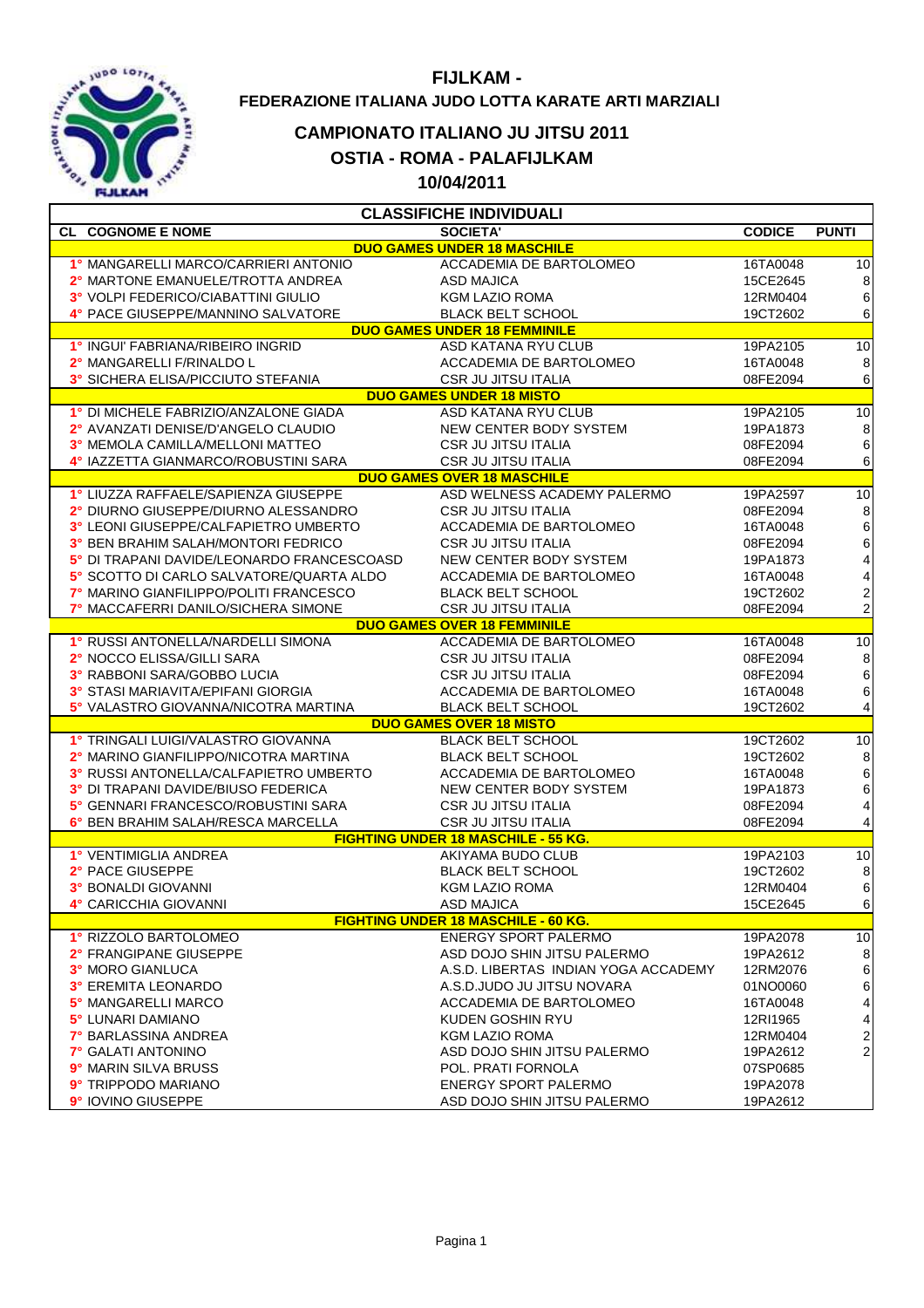# FIJLKAM -

## FEDERAZIONE ITALIANA JUDO LOTTA KARATE ARTI MARZIALI

## CAMPIONATO ITALIANO JU JITSU 2011

## OSTIA - ROMA - PALAFIJLKAM

## 10/04/2011

**CLASSIFICHE INDIVIDUALI**

| CL | COGNOME E NOME | SOCIETA' | CODICE | PUNTI |
|---|---|---|---|---|
| | **DUO GAMES UNDER 18 MASCHILE** | | | |
| 1° | MANGARELLI MARCO/CARRIERI ANTONIO | ACCADEMIA DE BARTOLOMEO | 16TA0048 | 10 |
| 2° | MARTONE EMANUELE/TROTTA ANDREA | ASD MAJICA | 15CE2645 | 8 |
| 3° | VOLPI FEDERICO/CIABATTINI GIULIO | KGM LAZIO ROMA | 12RM0404 | 6 |
| 4° | PACE GIUSEPPE/MANNINO SALVATORE | BLACK BELT SCHOOL | 19CT2602 | 6 |
| | **DUO GAMES UNDER 18 FEMMINILE** | | | |
| 1° | INGUI' FABRIANA/RIBEIRO INGRID | ASD KATANA RYU CLUB | 19PA2105 | 10 |
| 2° | MANGARELLI F/RINALDO L | ACCADEMIA DE BARTOLOMEO | 16TA0048 | 8 |
| 3° | SICHERA ELISA/PICCIUTO STEFANIA | CSR JU JITSU ITALIA | 08FE2094 | 6 |
| | **DUO GAMES UNDER 18 MISTO** | | | |
| 1° | DI MICHELE FABRIZIO/ANZALONE GIADA | ASD KATANA RYU CLUB | 19PA2105 | 10 |
| 2° | AVANZATI DENISE/D'ANGELO CLAUDIO | NEW CENTER BODY SYSTEM | 19PA1873 | 8 |
| 3° | MEMOLA CAMILLA/MELLONI MATTEO | CSR JU JITSU ITALIA | 08FE2094 | 6 |
| 4° | IAZZETTA GIANMARCO/ROBUSTINI SARA | CSR JU JITSU ITALIA | 08FE2094 | 6 |
| | **DUO GAMES OVER 18 MASCHILE** | | | |
| 1° | LIUZZA RAFFAELE/SAPIENZA GIUSEPPE | ASD WELNESS ACADEMY PALERMO | 19PA2597 | 10 |
| 2° | DIURNO GIUSEPPE/DIURNO ALESSANDRO | CSR JU JITSU ITALIA | 08FE2094 | 8 |
| 3° | LEONI GIUSEPPE/CALFAPIETRO UMBERTO | ACCADEMIA DE BARTOLOMEO | 16TA0048 | 6 |
| 3° | BEN BRAHIM SALAH/MONTORI FEDRICO | CSR JU JITSU ITALIA | 08FE2094 | 6 |
| 5° | DI TRAPANI DAVIDE/LEONARDO FRANCESCOASD | NEW CENTER BODY SYSTEM | 19PA1873 | 4 |
| 5° | SCOTTO DI CARLO SALVATORE/QUARTA ALDO | ACCADEMIA DE BARTOLOMEO | 16TA0048 | 4 |
| 7° | MARINO GIANFILIPPO/POLITI FRANCESCO | BLACK BELT SCHOOL | 19CT2602 | 2 |
| 7° | MACCAFERRI DANILO/SICHERA SIMONE | CSR JU JITSU ITALIA | 08FE2094 | 2 |
| | **DUO GAMES OVER 18 FEMMINILE** | | | |
| 1° | RUSSI ANTONELLA/NARDELLI SIMONA | ACCADEMIA DE BARTOLOMEO | 16TA0048 | 10 |
| 2° | NOCCO ELISSA/GILLI SARA | CSR JU JITSU ITALIA | 08FE2094 | 8 |
| 3° | RABBONI SARA/GOBBO LUCIA | CSR JU JITSU ITALIA | 08FE2094 | 6 |
| 3° | STASI MARIAVITA/EPIFANI GIORGIA | ACCADEMIA DE BARTOLOMEO | 16TA0048 | 6 |
| 5° | VALASTRO GIOVANNA/NICOTRA MARTINA | BLACK BELT SCHOOL | 19CT2602 | 4 |
| | **DUO GAMES OVER 18 MISTO** | | | |
| 1° | TRINGALI LUIGI/VALASTRO GIOVANNA | BLACK BELT SCHOOL | 19CT2602 | 10 |
| 2° | MARINO GIANFILIPPO/NICOTRA MARTINA | BLACK BELT SCHOOL | 19CT2602 | 8 |
| 3° | RUSSI ANTONELLA/CALFAPIETRO UMBERTO | ACCADEMIA DE BARTOLOMEO | 16TA0048 | 6 |
| 3° | DI TRAPANI DAVIDE/BIUSO FEDERICA | NEW CENTER BODY SYSTEM | 19PA1873 | 6 |
| 5° | GENNARI FRANCESCO/ROBUSTINI SARA | CSR JU JITSU ITALIA | 08FE2094 | 4 |
| 6° | BEN BRAHIM SALAH/RESCA MARCELLA | CSR JU JITSU ITALIA | 08FE2094 | 4 |
| | **FIGHTING UNDER 18 MASCHILE - 55 KG.** | | | |
| 1° | VENTIMIGLIA ANDREA | AKIYAMA BUDO CLUB | 19PA2103 | 10 |
| 2° | PACE GIUSEPPE | BLACK BELT SCHOOL | 19CT2602 | 8 |
| 3° | BONALDI GIOVANNI | KGM LAZIO ROMA | 12RM0404 | 6 |
| 4° | CARICCHIA GIOVANNI | ASD MAJICA | 15CE2645 | 6 |
| | **FIGHTING UNDER 18 MASCHILE - 60 KG.** | | | |
| 1° | RIZZOLO BARTOLOMEO | ENERGY SPORT PALERMO | 19PA2078 | 10 |
| 2° | FRANGIPANE GIUSEPPE | ASD DOJO SHIN JITSU PALERMO | 19PA2612 | 8 |
| 3° | MORO GIANLUCA | A.S.D. LIBERTAS INDIAN YOGA ACCADEMY | 12RM2076 | 6 |
| 3° | EREMITA LEONARDO | A.S.D.JUDO JU JITSU NOVARA | 01NO0060 | 6 |
| 5° | MANGARELLI MARCO | ACCADEMIA DE BARTOLOMEO | 16TA0048 | 4 |
| 5° | LUNARI DAMIANO | KUDEN GOSHIN RYU | 12RI1965 | 4 |
| 7° | BARLASSINA ANDREA | KGM LAZIO ROMA | 12RM0404 | 2 |
| 7° | GALATI ANTONINO | ASD DOJO SHIN JITSU PALERMO | 19PA2612 | 2 |
| 9° | MARIN SILVA BRUSS | POL. PRATI FORNOLA | 07SP0685 | |
| 9° | TRIPPODO MARIANO | ENERGY SPORT PALERMO | 19PA2078 | |
| 9° | IOVINO GIUSEPPE | ASD DOJO SHIN JITSU PALERMO | 19PA2612 | |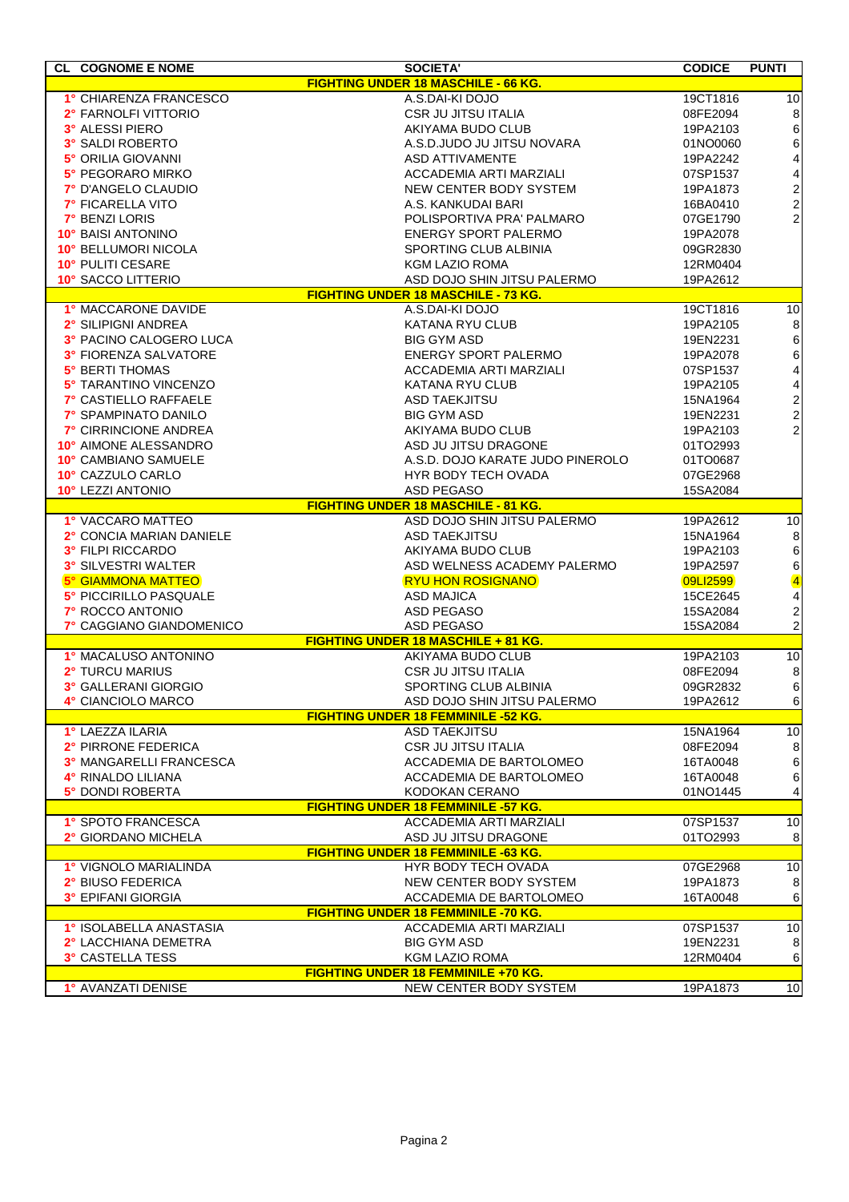| CL | COGNOME E NOME | SOCIETA' | CODICE | PUNTI |
|---|---|---|---|---|
| | | **FIGHTING UNDER 18 MASCHILE - 66 KG.** | | |
| 1° | CHIARENZA FRANCESCO | A.S.DAI-KI DOJO | 19CT1816 | 10 |
| 2° | FARNOLFI VITTORIO | CSR JU JITSU ITALIA | 08FE2094 | 8 |
| 3° | ALESSI PIERO | AKIYAMA BUDO CLUB | 19PA2103 | 6 |
| 3° | SALDI ROBERTO | A.S.D.JUDO JU JITSU NOVARA | 01NO0060 | 6 |
| 5° | ORILIA GIOVANNI | ASD ATTIVAMENTE | 19PA2242 | 4 |
| 5° | PEGORARO MIRKO | ACCADEMIA ARTI MARZIALI | 07SP1537 | 4 |
| 7° | D'ANGELO CLAUDIO | NEW CENTER BODY SYSTEM | 19PA1873 | 2 |
| 7° | FICARELLA VITO | A.S. KANKUDAI BARI | 16BA0410 | 2 |
| 7° | BENZI LORIS | POLISPORTIVA PRA' PALMARO | 07GE1790 | 2 |
| 10° | BAISI ANTONINO | ENERGY SPORT PALERMO | 19PA2078 | |
| 10° | BELLUMORI NICOLA | SPORTING CLUB ALBINIA | 09GR2830 | |
| 10° | PULITI CESARE | KGM LAZIO ROMA | 12RM0404 | |
| 10° | SACCO LITTERIO | ASD DOJO SHIN JITSU PALERMO | 19PA2612 | |
| | | **FIGHTING UNDER 18 MASCHILE - 73 KG.** | | |
| 1° | MACCARONE DAVIDE | A.S.DAI-KI DOJO | 19CT1816 | 10 |
| 2° | SILIPIGNI ANDREA | KATANA RYU CLUB | 19PA2105 | 8 |
| 3° | PACINO CALOGERO LUCA | BIG GYM ASD | 19EN2231 | 6 |
| 3° | FIORENZA SALVATORE | ENERGY SPORT PALERMO | 19PA2078 | 6 |
| 5° | BERTI THOMAS | ACCADEMIA ARTI MARZIALI | 07SP1537 | 4 |
| 5° | TARANTINO VINCENZO | KATANA RYU CLUB | 19PA2105 | 4 |
| 7° | CASTIELLO RAFFAELE | ASD TAEKJITSU | 15NA1964 | 2 |
| 7° | SPAMPINATO DANILO | BIG GYM ASD | 19EN2231 | 2 |
| 7° | CIRRINCIONE ANDREA | AKIYAMA BUDO CLUB | 19PA2103 | 2 |
| 10° | AIMONE ALESSANDRO | ASD JU JITSU DRAGONE | 01TO2993 | |
| 10° | CAMBIANO SAMUELE | A.S.D. DOJO KARATE JUDO PINEROLO | 01TO0687 | |
| 10° | CAZZULO CARLO | HYR BODY TECH OVADA | 07GE2968 | |
| 10° | LEZZI ANTONIO | ASD PEGASO | 15SA2084 | |
| | | **FIGHTING UNDER 18 MASCHILE - 81 KG.** | | |
| 1° | VACCARO MATTEO | ASD DOJO SHIN JITSU PALERMO | 19PA2612 | 10 |
| 2° | CONCIA MARIAN DANIELE | ASD TAEKJITSU | 15NA1964 | 8 |
| 3° | FILPI RICCARDO | AKIYAMA BUDO CLUB | 19PA2103 | 6 |
| 3° | SILVESTRI WALTER | ASD WELNESS ACADEMY PALERMO | 19PA2597 | 6 |
| 5° | GIAMMONA MATTEO | RYU HON ROSIGNANO | 09LI2599 | 4 |
| 5° | PICCIRILLO PASQUALE | ASD MAJICA | 15CE2645 | 4 |
| 7° | ROCCO ANTONIO | ASD PEGASO | 15SA2084 | 2 |
| 7° | CAGGIANO GIANDOMENICO | ASD PEGASO | 15SA2084 | 2 |
| | | **FIGHTING UNDER 18 MASCHILE + 81 KG.** | | |
| 1° | MACALUSO ANTONINO | AKIYAMA BUDO CLUB | 19PA2103 | 10 |
| 2° | TURCU MARIUS | CSR JU JITSU ITALIA | 08FE2094 | 8 |
| 3° | GALLERANI GIORGIO | SPORTING CLUB ALBINIA | 09GR2832 | 6 |
| 4° | CIANCIOLO MARCO | ASD DOJO SHIN JITSU PALERMO | 19PA2612 | 6 |
| | | **FIGHTING UNDER 18 FEMMINILE -52 KG.** | | |
| 1° | LAEZZA ILARIA | ASD TAEKJITSU | 15NA1964 | 10 |
| 2° | PIRRONE FEDERICA | CSR JU JITSU ITALIA | 08FE2094 | 8 |
| 3° | MANGARELLI FRANCESCA | ACCADEMIA DE BARTOLOMEO | 16TA0048 | 6 |
| 4° | RINALDO LILIANA | ACCADEMIA DE BARTOLOMEO | 16TA0048 | 6 |
| 5° | DONDI ROBERTA | KODOKAN CERANO | 01NO1445 | 4 |
| | | **FIGHTING UNDER 18 FEMMINILE -57 KG.** | | |
| 1° | SPOTO FRANCESCA | ACCADEMIA ARTI MARZIALI | 07SP1537 | 10 |
| 2° | GIORDANO MICHELA | ASD JU JITSU DRAGONE | 01TO2993 | 8 |
| | | **FIGHTING UNDER 18 FEMMINILE -63 KG.** | | |
| 1° | VIGNOLO MARIALINDA | HYR BODY TECH OVADA | 07GE2968 | 10 |
| 2° | BIUSO FEDERICA | NEW CENTER BODY SYSTEM | 19PA1873 | 8 |
| 3° | EPIFANI GIORGIA | ACCADEMIA DE BARTOLOMEO | 16TA0048 | 6 |
| | | **FIGHTING UNDER 18 FEMMINILE -70 KG.** | | |
| 1° | ISOLABELLA ANASTASIA | ACCADEMIA ARTI MARZIALI | 07SP1537 | 10 |
| 2° | LACCHIANA DEMETRA | BIG GYM ASD | 19EN2231 | 8 |
| 3° | CASTELLA TESS | KGM LAZIO ROMA | 12RM0404 | 6 |
| | | **FIGHTING UNDER 18 FEMMINILE +70 KG.** | | |
| 1° | AVANZATI DENISE | NEW CENTER BODY SYSTEM | 19PA1873 | 10 |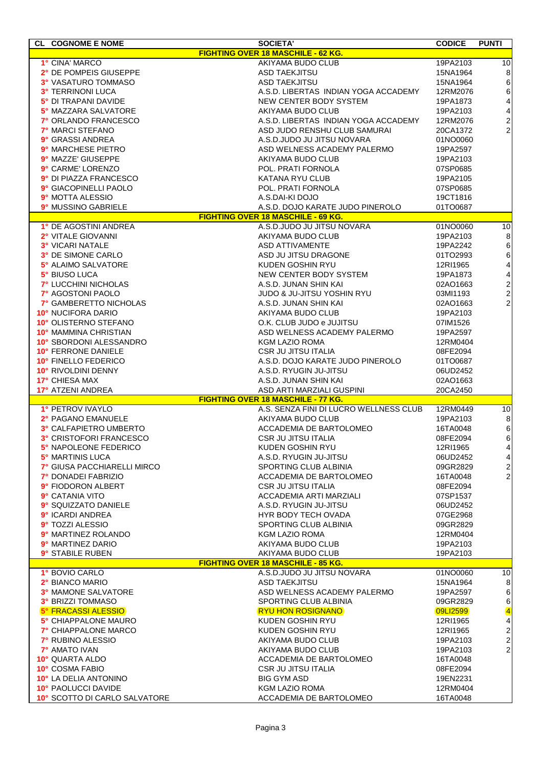| CL | COGNOME E NOME | SOCIETA' | CODICE | PUNTI |
|---|---|---|---|---|
| | | **FIGHTING OVER 18 MASCHILE - 62 KG.** | | |
| 1° | CINA' MARCO | AKIYAMA BUDO CLUB | 19PA2103 | 10 |
| 2° | DE POMPEIS GIUSEPPE | ASD TAEKJITSU | 15NA1964 | 8 |
| 3° | VASATURO TOMMASO | ASD TAEKJITSU | 15NA1964 | 6 |
| 3° | TERRINONI LUCA | A.S.D. LIBERTAS INDIAN YOGA ACCADEMY | 12RM2076 | 6 |
| 5° | DI TRAPANI DAVIDE | NEW CENTER BODY SYSTEM | 19PA1873 | 4 |
| 5° | MAZZARA SALVATORE | AKIYAMA BUDO CLUB | 19PA2103 | 4 |
| 7° | ORLANDO FRANCESCO | A.S.D. LIBERTAS INDIAN YOGA ACCADEMY | 12RM2076 | 2 |
| 7° | MARCI STEFANO | ASD JUDO RENSHU CLUB SAMURAI | 20CA1372 | 2 |
| 9° | GRASSI ANDREA | A.S.D.JUDO JU JITSU NOVARA | 01NO0060 | |
| 9° | MARCHESE PIETRO | ASD WELNESS ACADEMY PALERMO | 19PA2597 | |
| 9° | MAZZE' GIUSEPPE | AKIYAMA BUDO CLUB | 19PA2103 | |
| 9° | CARME' LORENZO | POL. PRATI FORNOLA | 07SP0685 | |
| 9° | DI PIAZZA FRANCESCO | KATANA RYU CLUB | 19PA2105 | |
| 9° | GIACOPINELLI PAOLO | POL. PRATI FORNOLA | 07SP0685 | |
| 9° | MOTTA ALESSIO | A.S.DAI-KI DOJO | 19CT1816 | |
| 9° | MUSSINO GABRIELE | A.S.D. DOJO KARATE JUDO PINEROLO | 01TO0687 | |
| | | **FIGHTING OVER 18 MASCHILE - 69 KG.** | | |
| 1° | DE AGOSTINI ANDREA | A.S.D.JUDO JU JITSU NOVARA | 01NO0060 | 10 |
| 2° | VITALE GIOVANNI | AKIYAMA BUDO CLUB | 19PA2103 | 8 |
| 3° | VICARI NATALE | ASD ATTIVAMENTE | 19PA2242 | 6 |
| 3° | DE SIMONE CARLO | ASD JU JITSU DRAGONE | 01TO2993 | 6 |
| 5° | ALAIMO SALVATORE | KUDEN GOSHIN RYU | 12RI1965 | 4 |
| 5° | BIUSO LUCA | NEW CENTER BODY SYSTEM | 19PA1873 | 4 |
| 7° | LUCCHINI NICHOLAS | A.S.D. JUNAN SHIN KAI | 02AO1663 | 2 |
| 7° | AGOSTONI PAOLO | JUDO & JU-JITSU YOSHIN RYU | 03MI1193 | 2 |
| 7° | GAMBERETTO NICHOLAS | A.S.D. JUNAN SHIN KAI | 02AO1663 | 2 |
| 10° | NUCIFORA DARIO | AKIYAMA BUDO CLUB | 19PA2103 | |
| 10° | OLISTERNO STEFANO | O.K. CLUB JUDO e JUJITSU | 07IM1526 | |
| 10° | MAMMINA CHRISTIAN | ASD WELNESS ACADEMY PALERMO | 19PA2597 | |
| 10° | SBORDONI ALESSANDRO | KGM LAZIO ROMA | 12RM0404 | |
| 10° | FERRONE DANIELE | CSR JU JITSU ITALIA | 08FE2094 | |
| 10° | FINELLO FEDERICO | A.S.D. DOJO KARATE JUDO PINEROLO | 01TO0687 | |
| 10° | RIVOLDINI DENNY | A.S.D. RYUGIN JU-JITSU | 06UD2452 | |
| 17° | CHIESA MAX | A.S.D. JUNAN SHIN KAI | 02AO1663 | |
| 17° | ATZENI ANDREA | ASD ARTI MARZIALI GUSPINI | 20CA2450 | |
| | | **FIGHTING OVER 18 MASCHILE - 77 KG.** | | |
| 1° | PETROV IVAYLO | A.S. SENZA FINI DI LUCRO WELLNESS CLUB | 12RM0449 | 10 |
| 2° | PAGANO EMANUELE | AKIYAMA BUDO CLUB | 19PA2103 | 8 |
| 3° | CALFAPIETRO UMBERTO | ACCADEMIA DE BARTOLOMEO | 16TA0048 | 6 |
| 3° | CRISTOFORI FRANCESCO | CSR JU JITSU ITALIA | 08FE2094 | 6 |
| 5° | NAPOLEONE FEDERICO | KUDEN GOSHIN RYU | 12RI1965 | 4 |
| 5° | MARTINIS LUCA | A.S.D. RYUGIN JU-JITSU | 06UD2452 | 4 |
| 7° | GIUSA PACCHIARELLI MIRCO | SPORTING CLUB ALBINIA | 09GR2829 | 2 |
| 7° | DONADEI FABRIZIO | ACCADEMIA DE BARTOLOMEO | 16TA0048 | 2 |
| 9° | FIODORON ALBERT | CSR JU JITSU ITALIA | 08FE2094 | |
| 9° | CATANIA VITO | ACCADEMIA ARTI MARZIALI | 07SP1537 | |
| 9° | SQUIZZATO DANIELE | A.S.D. RYUGIN JU-JITSU | 06UD2452 | |
| 9° | ICARDI ANDREA | HYR BODY TECH OVADA | 07GE2968 | |
| 9° | TOZZI ALESSIO | SPORTING CLUB ALBINIA | 09GR2829 | |
| 9° | MARTINEZ ROLANDO | KGM LAZIO ROMA | 12RM0404 | |
| 9° | MARTINEZ DARIO | AKIYAMA BUDO CLUB | 19PA2103 | |
| 9° | STABILE RUBEN | AKIYAMA BUDO CLUB | 19PA2103 | |
| | | **FIGHTING OVER 18 MASCHILE - 85 KG.** | | |
| 1° | BOVIO CARLO | A.S.D.JUDO JU JITSU NOVARA | 01NO0060 | 10 |
| 2° | BIANCO MARIO | ASD TAEKJITSU | 15NA1964 | 8 |
| 3° | MAMONE SALVATORE | ASD WELNESS ACADEMY PALERMO | 19PA2597 | 6 |
| 3° | BRIZZI TOMMASO | SPORTING CLUB ALBINIA | 09GR2829 | 6 |
| 5° | FRACASSI ALESSIO | RYU HON ROSIGNANO | 09LI2599 | 4 |
| 5° | CHIAPPALONE MAURO | KUDEN GOSHIN RYU | 12RI1965 | 4 |
| 7° | CHIAPPALONE MARCO | KUDEN GOSHIN RYU | 12RI1965 | 2 |
| 7° | RUBINO ALESSIO | AKIYAMA BUDO CLUB | 19PA2103 | 2 |
| 7° | AMATO IVAN | AKIYAMA BUDO CLUB | 19PA2103 | 2 |
| 10° | QUARTA ALDO | ACCADEMIA DE BARTOLOMEO | 16TA0048 | |
| 10° | COSMA FABIO | CSR JU JITSU ITALIA | 08FE2094 | |
| 10° | LA DELIA ANTONINO | BIG GYM ASD | 19EN2231 | |
| 10° | PAOLUCCI DAVIDE | KGM LAZIO ROMA | 12RM0404 | |
| 10° | SCOTTO DI CARLO SALVATORE | ACCADEMIA DE BARTOLOMEO | 16TA0048 | |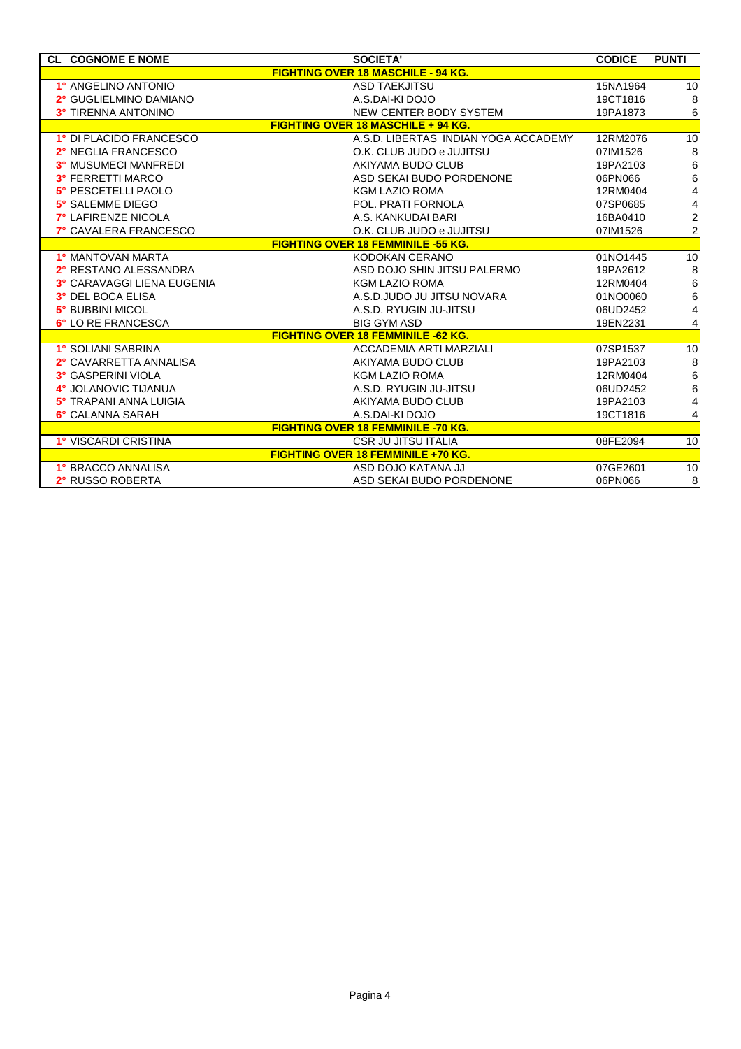| CL COGNOME E NOME | SOCIETA' | CODICE | PUNTI |
|---|---|---|---|
| | **FIGHTING OVER 18 MASCHILE - 94 KG.** | | |
| 1° ANGELINO ANTONIO | ASD TAEKJITSU | 15NA1964 | 10 |
| 2° GUGLIELMINO DAMIANO | A.S.DAI-KI DOJO | 19CT1816 | 8 |
| 3° TIRENNA ANTONINO | NEW CENTER BODY SYSTEM | 19PA1873 | 6 |
| | **FIGHTING OVER 18 MASCHILE + 94 KG.** | | |
| 1° DI PLACIDO FRANCESCO | A.S.D. LIBERTAS INDIAN YOGA ACCADEMY | 12RM2076 | 10 |
| 2° NEGLIA FRANCESCO | O.K. CLUB JUDO e JUJITSU | 07IM1526 | 8 |
| 3° MUSUMECI MANFREDI | AKIYAMA BUDO CLUB | 19PA2103 | 6 |
| 3° FERRETTI MARCO | ASD SEKAI BUDO PORDENONE | 06PN066 | 6 |
| 5° PESCETELLI PAOLO | KGM LAZIO ROMA | 12RM0404 | 4 |
| 5° SALEMME DIEGO | POL. PRATI FORNOLA | 07SP0685 | 4 |
| 7° LAFIRENZE NICOLA | A.S. KANKUDAI BARI | 16BA0410 | 2 |
| 7° CAVALERA FRANCESCO | O.K. CLUB JUDO e JUJITSU | 07IM1526 | 2 |
| | **FIGHTING OVER 18 FEMMINILE -55 KG.** | | |
| 1° MANTOVAN MARTA | KODOKAN CERANO | 01NO1445 | 10 |
| 2° RESTANO ALESSANDRA | ASD DOJO SHIN JITSU PALERMO | 19PA2612 | 8 |
| 3° CARAVAGGI LIENA EUGENIA | KGM LAZIO ROMA | 12RM0404 | 6 |
| 3° DEL BOCA ELISA | A.S.D.JUDO JU JITSU NOVARA | 01NO0060 | 6 |
| 5° BUBBINI MICOL | A.S.D. RYUGIN JU-JITSU | 06UD2452 | 4 |
| 6° LO RE FRANCESCA | BIG GYM ASD | 19EN2231 | 4 |
| | **FIGHTING OVER 18 FEMMINILE -62 KG.** | | |
| 1° SOLIANI SABRINA | ACCADEMIA ARTI MARZIALI | 07SP1537 | 10 |
| 2° CAVARRETTA ANNALISA | AKIYAMA BUDO CLUB | 19PA2103 | 8 |
| 3° GASPERINI VIOLA | KGM LAZIO ROMA | 12RM0404 | 6 |
| 4° JOLANOVIC TIJANUA | A.S.D. RYUGIN JU-JITSU | 06UD2452 | 6 |
| 5° TRAPANI ANNA LUIGIA | AKIYAMA BUDO CLUB | 19PA2103 | 4 |
| 6° CALANNA SARAH | A.S.DAI-KI DOJO | 19CT1816 | 4 |
| | **FIGHTING OVER 18 FEMMINILE -70 KG.** | | |
| 1° VISCARDI CRISTINA | CSR JU JITSU ITALIA | 08FE2094 | 10 |
| | **FIGHTING OVER 18 FEMMINILE +70 KG.** | | |
| 1° BRACCO ANNALISA | ASD DOJO KATANA JJ | 07GE2601 | 10 |
| 2° RUSSO ROBERTA | ASD SEKAI BUDO PORDENONE | 06PN066 | 8 |